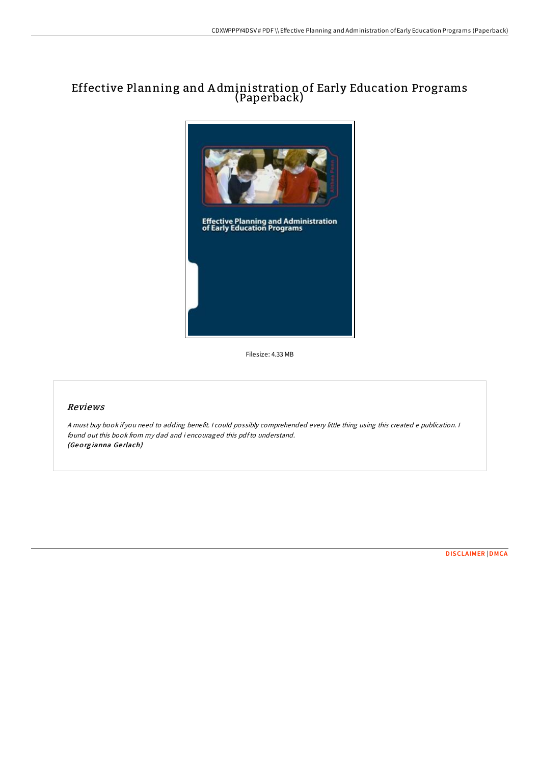# Effective Planning and Administration of Early Education Programs (Paperback)

Filesize: 4.33 MB

## *Reviews*

*A must buy book if you need to adding benefit. I could possibly comprehended every little thing using this created e publication. I found out this book from my dad and i encouraged this pdf to understand.*
***(Georgianna Gerlach)***

DISCLAIMER | DMCA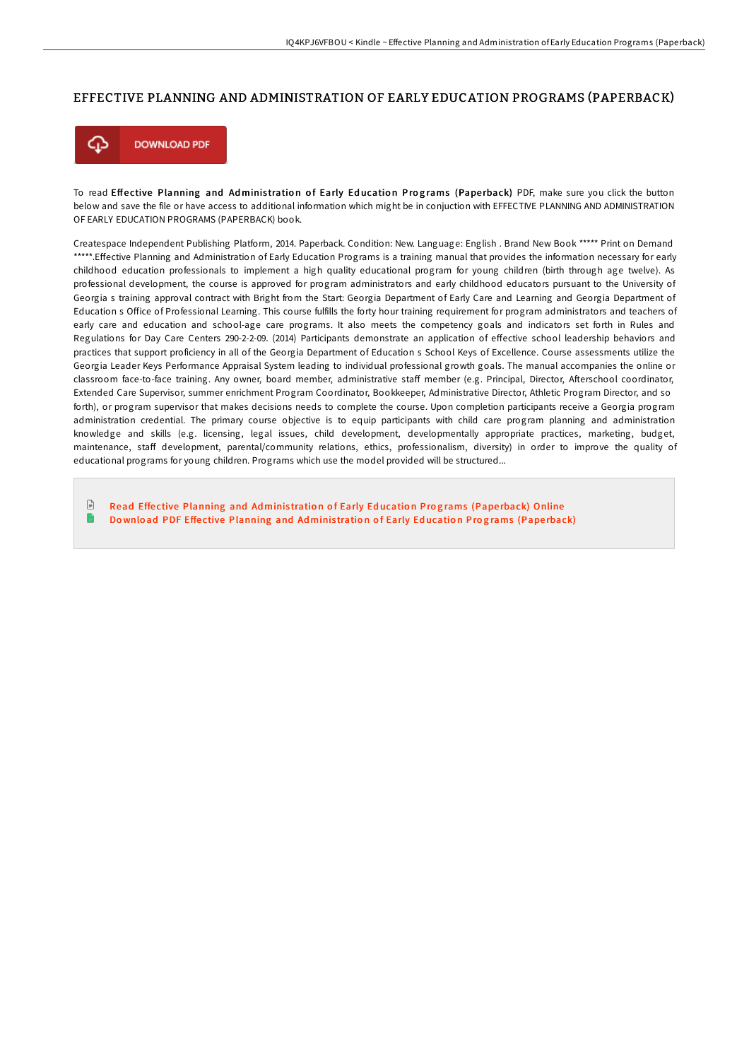# EFFECTIVE PLANNING AND ADMINISTRATION OF EARLY EDUCATION PROGRAMS (PAPERBACK)

DOWNLOAD PDF

To read **Effective Planning and Administration of Early Education Programs (Paperback)** PDF, make sure you click the button below and save the file or have access to additional information which might be in conjuction with EFFECTIVE PLANNING AND ADMINISTRATION OF EARLY EDUCATION PROGRAMS (PAPERBACK) book.

Createspace Independent Publishing Platform, 2014. Paperback. Condition: New. Language: English . Brand New Book ***** Print on Demand *****.Effective Planning and Administration of Early Education Programs is a training manual that provides the information necessary for early childhood education professionals to implement a high quality educational program for young children (birth through age twelve). As professional development, the course is approved for program administrators and early childhood educators pursuant to the University of Georgia s training approval contract with Bright from the Start: Georgia Department of Early Care and Learning and Georgia Department of Education s Office of Professional Learning. This course fulfills the forty hour training requirement for program administrators and teachers of early care and education and school-age care programs. It also meets the competency goals and indicators set forth in Rules and Regulations for Day Care Centers 290-2-2-09. (2014) Participants demonstrate an application of effective school leadership behaviors and practices that support proficiency in all of the Georgia Department of Education s School Keys of Excellence. Course assessments utilize the Georgia Leader Keys Performance Appraisal System leading to individual professional growth goals. The manual accompanies the online or classroom face-to-face training. Any owner, board member, administrative staff member (e.g. Principal, Director, Afterschool coordinator, Extended Care Supervisor, summer enrichment Program Coordinator, Bookkeeper, Administrative Director, Athletic Program Director, and so forth), or program supervisor that makes decisions needs to complete the course. Upon completion participants receive a Georgia program administration credential. The primary course objective is to equip participants with child care program planning and administration knowledge and skills (e.g. licensing, legal issues, child development, developmentally appropriate practices, marketing, budget, maintenance, staff development, parental/community relations, ethics, professionalism, diversity) in order to improve the quality of educational programs for young children. Programs which use the model provided will be structured...

- Read Effective Planning and Administration of Early Education Programs (Paperback) Online
- Download PDF Effective Planning and Administration of Early Education Programs (Paperback)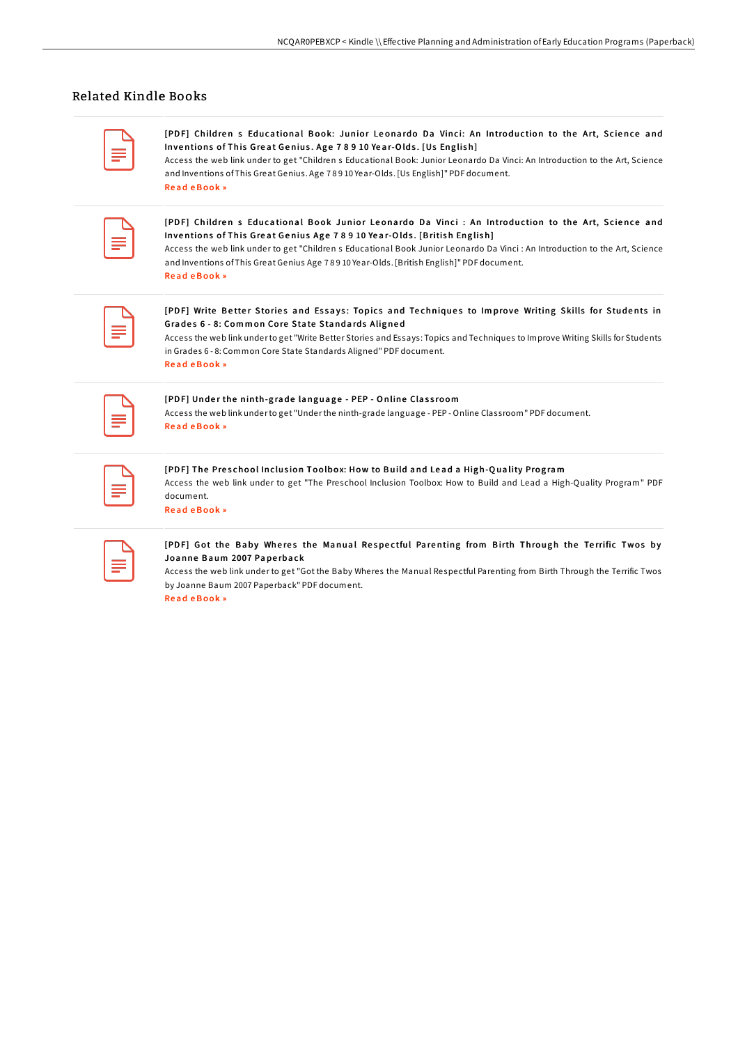## Related Kindle Books

[PDF] Children s Educational Book: Junior Leonardo Da Vinci: An Introduction to the Art, Science and Inventions of This Great Genius. Age 7 8 9 10 Year-Olds. [Us English]

Access the web link under to get "Children s Educational Book: Junior Leonardo Da Vinci: An Introduction to the Art, Science and Inventions of This Great Genius. Age 7 8 9 10 Year-Olds. [Us English]" PDF document.

Read eBook »

[PDF] Children s Educational Book Junior Leonardo Da Vinci : An Introduction to the Art, Science and Inventions of This Great Genius Age 7 8 9 10 Year-Olds. [British English]

Access the web link under to get "Children s Educational Book Junior Leonardo Da Vinci : An Introduction to the Art, Science and Inventions of This Great Genius Age 7 8 9 10 Year-Olds. [British English]" PDF document.

Read eBook »

[PDF] Write Better Stories and Essays: Topics and Techniques to Improve Writing Skills for Students in Grades 6 - 8: Common Core State Standards Aligned

Access the web link under to get "Write Better Stories and Essays: Topics and Techniques to Improve Writing Skills for Students in Grades 6 - 8: Common Core State Standards Aligned" PDF document.

Read eBook »

[PDF] Under the ninth-grade language - PEP - Online Classroom

Access the web link under to get "Under the ninth-grade language - PEP - Online Classroom" PDF document.

Read eBook »

[PDF] The Preschool Inclusion Toolbox: How to Build and Lead a High-Quality Program

Access the web link under to get "The Preschool Inclusion Toolbox: How to Build and Lead a High-Quality Program" PDF document.

Read eBook »

[PDF] Got the Baby Wheres the Manual Respectful Parenting from Birth Through the Terrific Twos by Joanne Baum 2007 Paperback

Access the web link under to get "Got the Baby Wheres the Manual Respectful Parenting from Birth Through the Terrific Twos by Joanne Baum 2007 Paperback" PDF document.

Read eBook »